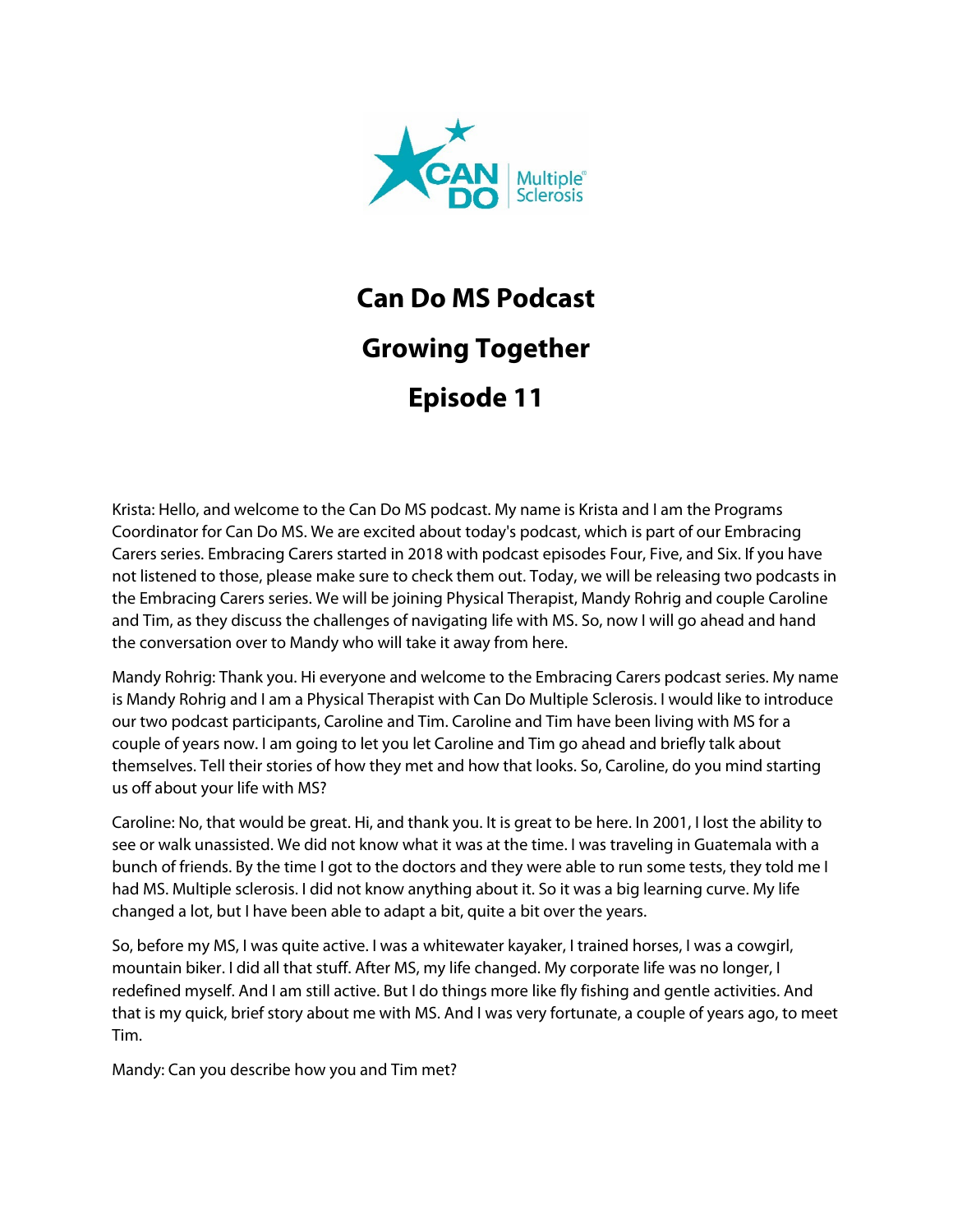# Can Do MS Podcast

# Growing Together

# Episode 11

Krista: Hello, and welcome to the Can Do MS podcast. My name is Krista and I am the Programs Coordinator for Can Do MS. We are excited about today's podcast, which is part of our Embracing Carers series. Embracing Carers started in 2018 with podcast episodes Four, Five, and Six. If you have not listened to those, please make sure to check them out. Today, we will be releasing two podcasts in the Embracing Carers series. We will be joining Physical Therapist, Mandy Rohrig and couple Caroline and Tim, as they discuss the challenges of navigating life with MS. So, now I will go ahead and hand the conversation over to Mandy who will take it away from here.

Mandy Rohrig: Thank you. Hi everyone and welcome to the Embracing Carers podcast series. My name is Mandy Rohrig and I am a Physical Therapist with Can Do Multiple Sclerosis. I would like to introduce our two podcast participants, Caroline and Tim. Caroline and Tim have been living with MS for a couple of years now. I am going to let you let Caroline and Tim go ahead and briefly talk about themselves. Tell their stories of how they met and how that looks. So, Caroline, do you mind starting us off about your life with MS?

Caroline: No, that would be great. Hi, and thank you. It is great to be here. In 2001, I lost the ability to see or walk unassisted. We did not know what it was at the time. I was traveling in Guatemala with a bunch of friends. By the time I got to the doctors and they were able to run some tests, they told me I had MS. Multiple sclerosis. I did not know anything about it. So it was a big learning curve. My life changed a lot, but I have been able to adapt a bit, quite a bit over the years.

So, before my MS, I was quite active. I was a whitewater kayaker, I trained horses, I was a cowgirl, mountain biker. I did all that stuff. After MS, my life changed. My corporate life was no longer, I redefined myself. And I am still active. But I do things more like fly fishing and gentle activities. And that is my quick, brief story about me with MS. And I was very fortunate, a couple of years ago, to meet Tim.

Mandy: Can you describe how you and Tim met?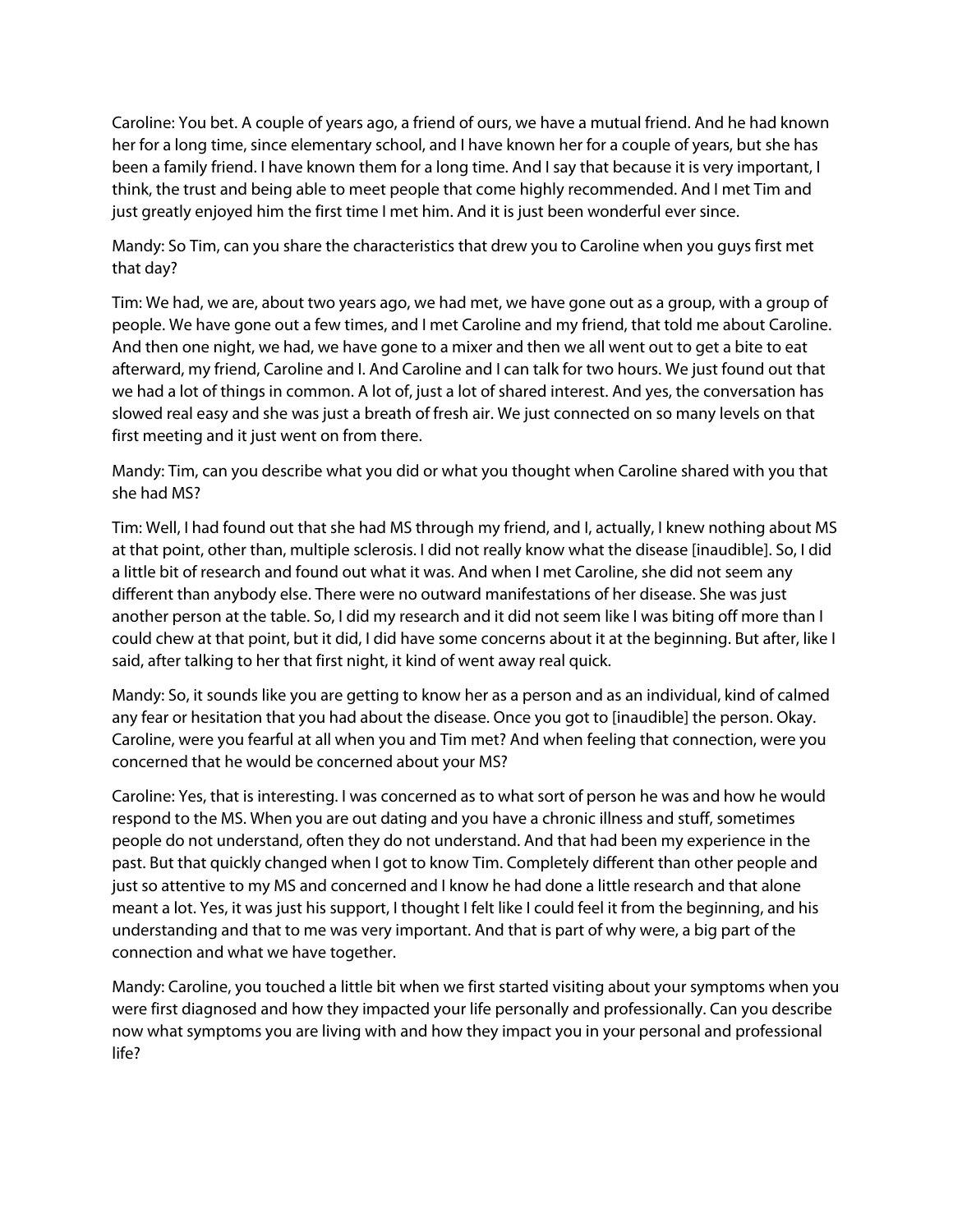Caroline: You bet. A couple of years ago, a friend of ours, we have a mutual friend. And he had known her for a long time, since elementary school, and I have known her for a couple of years, but she has been a family friend. I have known them for a long time. And I say that because it is very important, I think, the trust and being able to meet people that come highly recommended. And I met Tim and just greatly enjoyed him the first time I met him. And it is just been wonderful ever since.

Mandy: So Tim, can you share the characteristics that drew you to Caroline when you guys first met that day?

Tim: We had, we are, about two years ago, we had met, we have gone out as a group, with a group of people. We have gone out a few times, and I met Caroline and my friend, that told me about Caroline. And then one night, we had, we have gone to a mixer and then we all went out to get a bite to eat afterward, my friend, Caroline and I. And Caroline and I can talk for two hours. We just found out that we had a lot of things in common. A lot of, just a lot of shared interest. And yes, the conversation has slowed real easy and she was just a breath of fresh air. We just connected on so many levels on that first meeting and it just went on from there.

Mandy: Tim, can you describe what you did or what you thought when Caroline shared with you that she had MS?

Tim: Well, I had found out that she had MS through my friend, and I, actually, I knew nothing about MS at that point, other than, multiple sclerosis. I did not really know what the disease [inaudible]. So, I did a little bit of research and found out what it was. And when I met Caroline, she did not seem any different than anybody else. There were no outward manifestations of her disease. She was just another person at the table. So, I did my research and it did not seem like I was biting off more than I could chew at that point, but it did, I did have some concerns about it at the beginning. But after, like I said, after talking to her that first night, it kind of went away real quick.

Mandy: So, it sounds like you are getting to know her as a person and as an individual, kind of calmed any fear or hesitation that you had about the disease. Once you got to [inaudible] the person. Okay. Caroline, were you fearful at all when you and Tim met? And when feeling that connection, were you concerned that he would be concerned about your MS?

Caroline: Yes, that is interesting. I was concerned as to what sort of person he was and how he would respond to the MS. When you are out dating and you have a chronic illness and stuff, sometimes people do not understand, often they do not understand. And that had been my experience in the past. But that quickly changed when I got to know Tim. Completely different than other people and just so attentive to my MS and concerned and I know he had done a little research and that alone meant a lot. Yes, it was just his support, I thought I felt like I could feel it from the beginning, and his understanding and that to me was very important. And that is part of why were, a big part of the connection and what we have together.

Mandy: Caroline, you touched a little bit when we first started visiting about your symptoms when you were first diagnosed and how they impacted your life personally and professionally. Can you describe now what symptoms you are living with and how they impact you in your personal and professional life?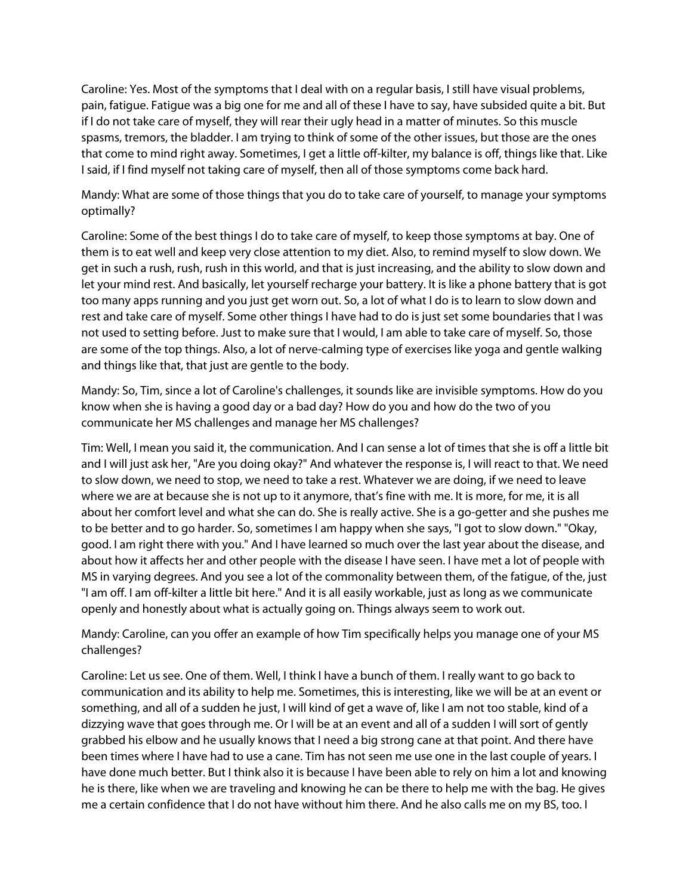Caroline: Yes. Most of the symptoms that I deal with on a regular basis, I still have visual problems, pain, fatigue. Fatigue was a big one for me and all of these I have to say, have subsided quite a bit. But if I do not take care of myself, they will rear their ugly head in a matter of minutes. So this muscle spasms, tremors, the bladder. I am trying to think of some of the other issues, but those are the ones that come to mind right away. Sometimes, I get a little off-kilter, my balance is off, things like that. Like I said, if I find myself not taking care of myself, then all of those symptoms come back hard.

Mandy: What are some of those things that you do to take care of yourself, to manage your symptoms optimally?

Caroline: Some of the best things I do to take care of myself, to keep those symptoms at bay. One of them is to eat well and keep very close attention to my diet. Also, to remind myself to slow down. We get in such a rush, rush, rush in this world, and that is just increasing, and the ability to slow down and let your mind rest. And basically, let yourself recharge your battery. It is like a phone battery that is got too many apps running and you just get worn out. So, a lot of what I do is to learn to slow down and rest and take care of myself. Some other things I have had to do is just set some boundaries that I was not used to setting before. Just to make sure that I would, I am able to take care of myself. So, those are some of the top things. Also, a lot of nerve-calming type of exercises like yoga and gentle walking and things like that, that just are gentle to the body.

Mandy: So, Tim, since a lot of Caroline's challenges, it sounds like are invisible symptoms. How do you know when she is having a good day or a bad day? How do you and how do the two of you communicate her MS challenges and manage her MS challenges?

Tim: Well, I mean you said it, the communication. And I can sense a lot of times that she is off a little bit and I will just ask her, "Are you doing okay?" And whatever the response is, I will react to that. We need to slow down, we need to stop, we need to take a rest. Whatever we are doing, if we need to leave where we are at because she is not up to it anymore, that's fine with me. It is more, for me, it is all about her comfort level and what she can do. She is really active. She is a go-getter and she pushes me to be better and to go harder. So, sometimes I am happy when she says, "I got to slow down." "Okay, good. I am right there with you." And I have learned so much over the last year about the disease, and about how it affects her and other people with the disease I have seen. I have met a lot of people with MS in varying degrees. And you see a lot of the commonality between them, of the fatigue, of the, just "I am off. I am off-kilter a little bit here." And it is all easily workable, just as long as we communicate openly and honestly about what is actually going on. Things always seem to work out.

Mandy: Caroline, can you offer an example of how Tim specifically helps you manage one of your MS challenges?

Caroline: Let us see. One of them. Well, I think I have a bunch of them. I really want to go back to communication and its ability to help me. Sometimes, this is interesting, like we will be at an event or something, and all of a sudden he just, I will kind of get a wave of, like I am not too stable, kind of a dizzying wave that goes through me. Or I will be at an event and all of a sudden I will sort of gently grabbed his elbow and he usually knows that I need a big strong cane at that point. And there have been times where I have had to use a cane. Tim has not seen me use one in the last couple of years. I have done much better. But I think also it is because I have been able to rely on him a lot and knowing he is there, like when we are traveling and knowing he can be there to help me with the bag. He gives me a certain confidence that I do not have without him there. And he also calls me on my BS, too. I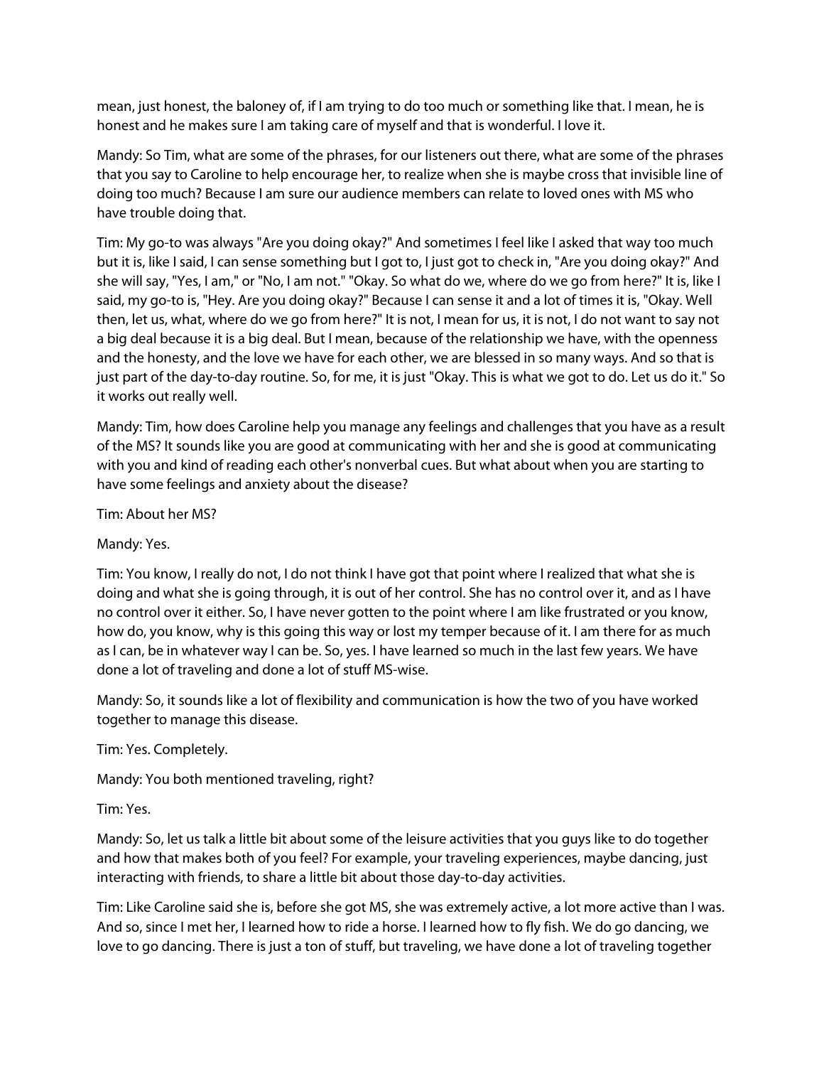mean, just honest, the baloney of, if I am trying to do too much or something like that. I mean, he is honest and he makes sure I am taking care of myself and that is wonderful. I love it.

Mandy: So Tim, what are some of the phrases, for our listeners out there, what are some of the phrases that you say to Caroline to help encourage her, to realize when she is maybe cross that invisible line of doing too much? Because I am sure our audience members can relate to loved ones with MS who have trouble doing that.

Tim: My go-to was always "Are you doing okay?" And sometimes I feel like I asked that way too much but it is, like I said, I can sense something but I got to, I just got to check in, "Are you doing okay?" And she will say, "Yes, I am," or "No, I am not." "Okay. So what do we, where do we go from here?" It is, like I said, my go-to is, "Hey. Are you doing okay?" Because I can sense it and a lot of times it is, "Okay. Well then, let us, what, where do we go from here?" It is not, I mean for us, it is not, I do not want to say not a big deal because it is a big deal. But I mean, because of the relationship we have, with the openness and the honesty, and the love we have for each other, we are blessed in so many ways. And so that is just part of the day-to-day routine. So, for me, it is just "Okay. This is what we got to do. Let us do it." So it works out really well.

Mandy: Tim, how does Caroline help you manage any feelings and challenges that you have as a result of the MS? It sounds like you are good at communicating with her and she is good at communicating with you and kind of reading each other's nonverbal cues. But what about when you are starting to have some feelings and anxiety about the disease?

Tim: About her MS?

Mandy: Yes.

Tim: You know, I really do not, I do not think I have got that point where I realized that what she is doing and what she is going through, it is out of her control. She has no control over it, and as I have no control over it either. So, I have never gotten to the point where I am like frustrated or you know, how do, you know, why is this going this way or lost my temper because of it. I am there for as much as I can, be in whatever way I can be. So, yes. I have learned so much in the last few years. We have done a lot of traveling and done a lot of stuff MS-wise.

Mandy: So, it sounds like a lot of flexibility and communication is how the two of you have worked together to manage this disease.

Tim: Yes. Completely.

Mandy: You both mentioned traveling, right?

Tim: Yes.

Mandy: So, let us talk a little bit about some of the leisure activities that you guys like to do together and how that makes both of you feel? For example, your traveling experiences, maybe dancing, just interacting with friends, to share a little bit about those day-to-day activities.

Tim: Like Caroline said she is, before she got MS, she was extremely active, a lot more active than I was. And so, since I met her, I learned how to ride a horse. I learned how to fly fish. We do go dancing, we love to go dancing. There is just a ton of stuff, but traveling, we have done a lot of traveling together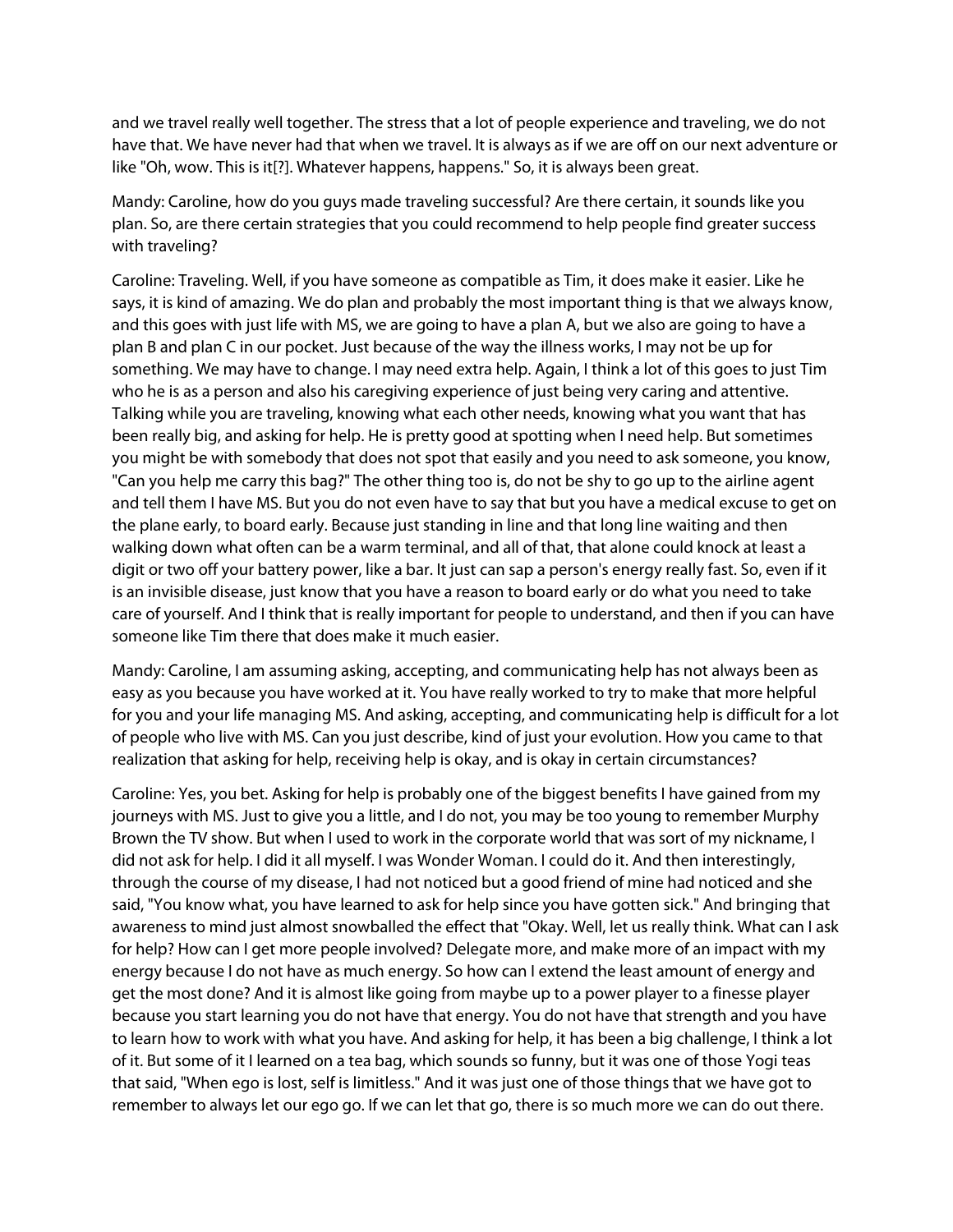and we travel really well together. The stress that a lot of people experience and traveling, we do not have that. We have never had that when we travel. It is always as if we are off on our next adventure or like "Oh, wow. This is it[?]. Whatever happens, happens." So, it is always been great.

Mandy: Caroline, how do you guys made traveling successful? Are there certain, it sounds like you plan. So, are there certain strategies that you could recommend to help people find greater success with traveling?

Caroline: Traveling. Well, if you have someone as compatible as Tim, it does make it easier. Like he says, it is kind of amazing. We do plan and probably the most important thing is that we always know, and this goes with just life with MS, we are going to have a plan A, but we also are going to have a plan B and plan C in our pocket. Just because of the way the illness works, I may not be up for something. We may have to change. I may need extra help. Again, I think a lot of this goes to just Tim who he is as a person and also his caregiving experience of just being very caring and attentive. Talking while you are traveling, knowing what each other needs, knowing what you want that has been really big, and asking for help. He is pretty good at spotting when I need help. But sometimes you might be with somebody that does not spot that easily and you need to ask someone, you know, "Can you help me carry this bag?" The other thing too is, do not be shy to go up to the airline agent and tell them I have MS. But you do not even have to say that but you have a medical excuse to get on the plane early, to board early. Because just standing in line and that long line waiting and then walking down what often can be a warm terminal, and all of that, that alone could knock at least a digit or two off your battery power, like a bar. It just can sap a person's energy really fast. So, even if it is an invisible disease, just know that you have a reason to board early or do what you need to take care of yourself. And I think that is really important for people to understand, and then if you can have someone like Tim there that does make it much easier.

Mandy: Caroline, I am assuming asking, accepting, and communicating help has not always been as easy as you because you have worked at it. You have really worked to try to make that more helpful for you and your life managing MS. And asking, accepting, and communicating help is difficult for a lot of people who live with MS. Can you just describe, kind of just your evolution. How you came to that realization that asking for help, receiving help is okay, and is okay in certain circumstances?

Caroline: Yes, you bet. Asking for help is probably one of the biggest benefits I have gained from my journeys with MS. Just to give you a little, and I do not, you may be too young to remember Murphy Brown the TV show. But when I used to work in the corporate world that was sort of my nickname, I did not ask for help. I did it all myself. I was Wonder Woman. I could do it. And then interestingly, through the course of my disease, I had not noticed but a good friend of mine had noticed and she said, "You know what, you have learned to ask for help since you have gotten sick." And bringing that awareness to mind just almost snowballed the effect that "Okay. Well, let us really think. What can I ask for help? How can I get more people involved? Delegate more, and make more of an impact with my energy because I do not have as much energy. So how can I extend the least amount of energy and get the most done? And it is almost like going from maybe up to a power player to a finesse player because you start learning you do not have that energy. You do not have that strength and you have to learn how to work with what you have. And asking for help, it has been a big challenge, I think a lot of it. But some of it I learned on a tea bag, which sounds so funny, but it was one of those Yogi teas that said, "When ego is lost, self is limitless." And it was just one of those things that we have got to remember to always let our ego go. If we can let that go, there is so much more we can do out there.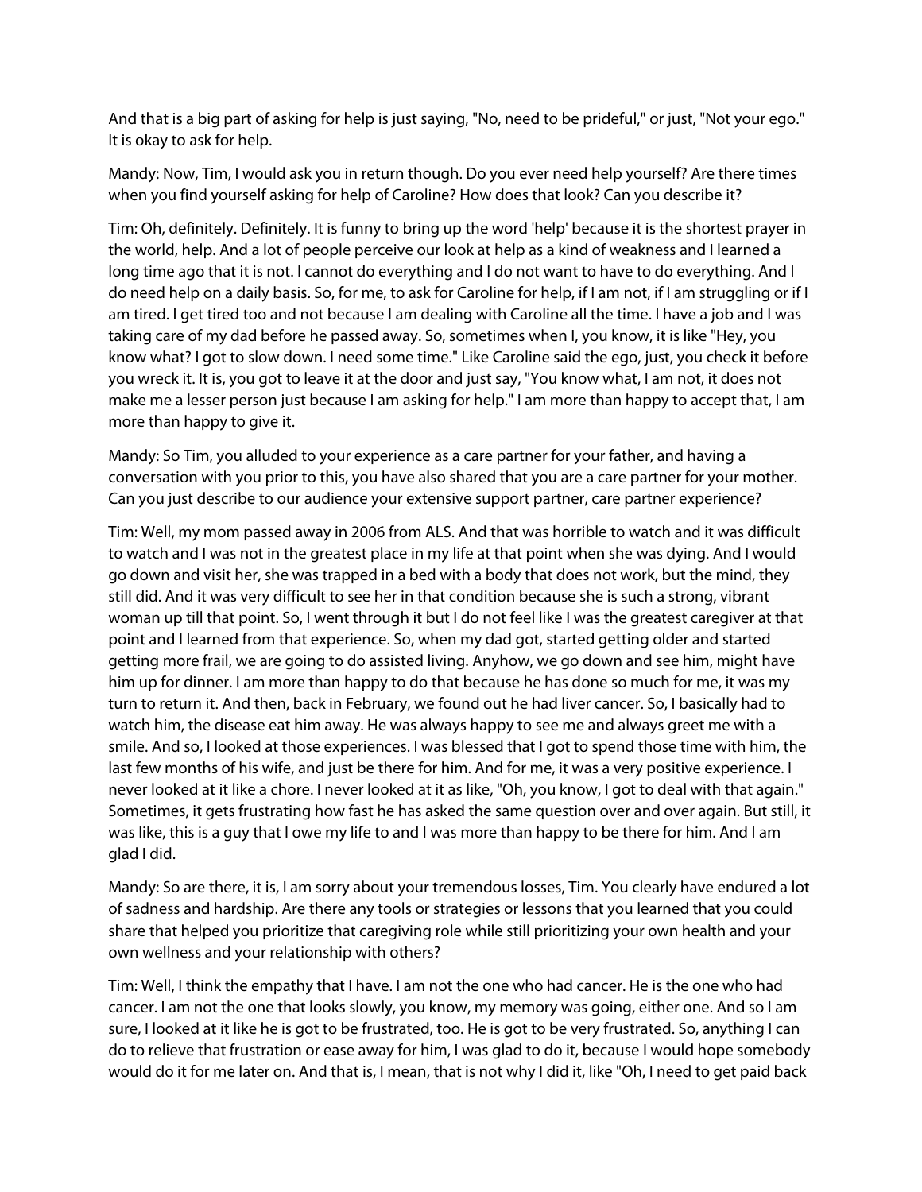And that is a big part of asking for help is just saying, "No, need to be prideful," or just, "Not your ego." It is okay to ask for help.

Mandy: Now, Tim, I would ask you in return though. Do you ever need help yourself? Are there times when you find yourself asking for help of Caroline? How does that look? Can you describe it?

Tim: Oh, definitely. Definitely. It is funny to bring up the word 'help' because it is the shortest prayer in the world, help. And a lot of people perceive our look at help as a kind of weakness and I learned a long time ago that it is not. I cannot do everything and I do not want to have to do everything. And I do need help on a daily basis. So, for me, to ask for Caroline for help, if I am not, if I am struggling or if I am tired. I get tired too and not because I am dealing with Caroline all the time. I have a job and I was taking care of my dad before he passed away. So, sometimes when I, you know, it is like "Hey, you know what? I got to slow down. I need some time." Like Caroline said the ego, just, you check it before you wreck it. It is, you got to leave it at the door and just say, "You know what, I am not, it does not make me a lesser person just because I am asking for help." I am more than happy to accept that, I am more than happy to give it.

Mandy: So Tim, you alluded to your experience as a care partner for your father, and having a conversation with you prior to this, you have also shared that you are a care partner for your mother. Can you just describe to our audience your extensive support partner, care partner experience?

Tim: Well, my mom passed away in 2006 from ALS. And that was horrible to watch and it was difficult to watch and I was not in the greatest place in my life at that point when she was dying. And I would go down and visit her, she was trapped in a bed with a body that does not work, but the mind, they still did. And it was very difficult to see her in that condition because she is such a strong, vibrant woman up till that point. So, I went through it but I do not feel like I was the greatest caregiver at that point and I learned from that experience. So, when my dad got, started getting older and started getting more frail, we are going to do assisted living. Anyhow, we go down and see him, might have him up for dinner. I am more than happy to do that because he has done so much for me, it was my turn to return it. And then, back in February, we found out he had liver cancer. So, I basically had to watch him, the disease eat him away. He was always happy to see me and always greet me with a smile. And so, I looked at those experiences. I was blessed that I got to spend those time with him, the last few months of his wife, and just be there for him. And for me, it was a very positive experience. I never looked at it like a chore. I never looked at it as like, "Oh, you know, I got to deal with that again." Sometimes, it gets frustrating how fast he has asked the same question over and over again. But still, it was like, this is a guy that I owe my life to and I was more than happy to be there for him. And I am glad I did.

Mandy: So are there, it is, I am sorry about your tremendous losses, Tim. You clearly have endured a lot of sadness and hardship. Are there any tools or strategies or lessons that you learned that you could share that helped you prioritize that caregiving role while still prioritizing your own health and your own wellness and your relationship with others?

Tim: Well, I think the empathy that I have. I am not the one who had cancer. He is the one who had cancer. I am not the one that looks slowly, you know, my memory was going, either one. And so I am sure, I looked at it like he is got to be frustrated, too. He is got to be very frustrated. So, anything I can do to relieve that frustration or ease away for him, I was glad to do it, because I would hope somebody would do it for me later on. And that is, I mean, that is not why I did it, like "Oh, I need to get paid back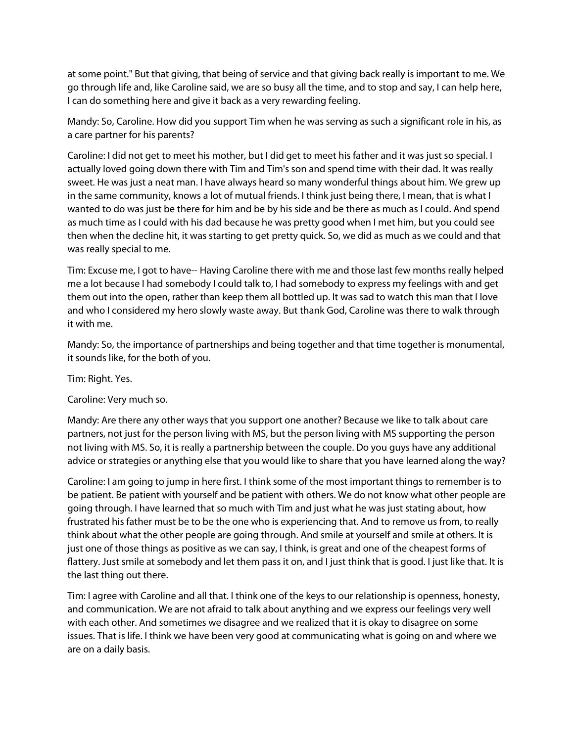at some point." But that giving, that being of service and that giving back really is important to me. We go through life and, like Caroline said, we are so busy all the time, and to stop and say, I can help here, I can do something here and give it back as a very rewarding feeling.

Mandy: So, Caroline. How did you support Tim when he was serving as such a significant role in his, as a care partner for his parents?

Caroline: I did not get to meet his mother, but I did get to meet his father and it was just so special. I actually loved going down there with Tim and Tim's son and spend time with their dad. It was really sweet. He was just a neat man. I have always heard so many wonderful things about him. We grew up in the same community, knows a lot of mutual friends. I think just being there, I mean, that is what I wanted to do was just be there for him and be by his side and be there as much as I could. And spend as much time as I could with his dad because he was pretty good when I met him, but you could see then when the decline hit, it was starting to get pretty quick. So, we did as much as we could and that was really special to me.

Tim: Excuse me, I got to have-- Having Caroline there with me and those last few months really helped me a lot because I had somebody I could talk to, I had somebody to express my feelings with and get them out into the open, rather than keep them all bottled up. It was sad to watch this man that I love and who I considered my hero slowly waste away. But thank God, Caroline was there to walk through it with me.

Mandy: So, the importance of partnerships and being together and that time together is monumental, it sounds like, for the both of you.

Tim: Right. Yes.

Caroline: Very much so.

Mandy: Are there any other ways that you support one another? Because we like to talk about care partners, not just for the person living with MS, but the person living with MS supporting the person not living with MS. So, it is really a partnership between the couple. Do you guys have any additional advice or strategies or anything else that you would like to share that you have learned along the way?

Caroline: I am going to jump in here first. I think some of the most important things to remember is to be patient. Be patient with yourself and be patient with others. We do not know what other people are going through. I have learned that so much with Tim and just what he was just stating about, how frustrated his father must be to be the one who is experiencing that. And to remove us from, to really think about what the other people are going through. And smile at yourself and smile at others. It is just one of those things as positive as we can say, I think, is great and one of the cheapest forms of flattery. Just smile at somebody and let them pass it on, and I just think that is good. I just like that. It is the last thing out there.

Tim: I agree with Caroline and all that. I think one of the keys to our relationship is openness, honesty, and communication. We are not afraid to talk about anything and we express our feelings very well with each other. And sometimes we disagree and we realized that it is okay to disagree on some issues. That is life. I think we have been very good at communicating what is going on and where we are on a daily basis.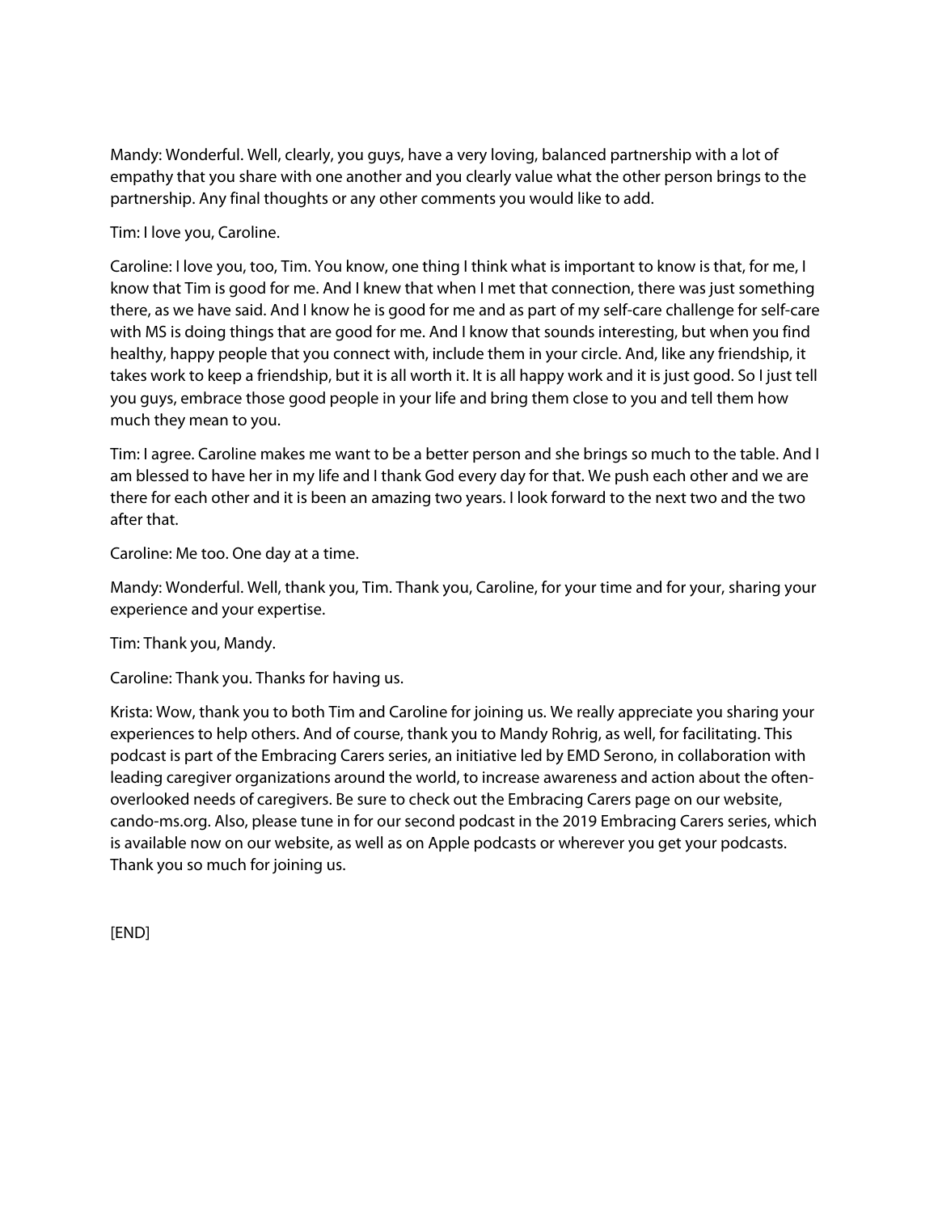Mandy: Wonderful. Well, clearly, you guys, have a very loving, balanced partnership with a lot of empathy that you share with one another and you clearly value what the other person brings to the partnership. Any final thoughts or any other comments you would like to add.

Tim: I love you, Caroline.

Caroline: I love you, too, Tim. You know, one thing I think what is important to know is that, for me, I know that Tim is good for me. And I knew that when I met that connection, there was just something there, as we have said. And I know he is good for me and as part of my self-care challenge for self-care with MS is doing things that are good for me. And I know that sounds interesting, but when you find healthy, happy people that you connect with, include them in your circle. And, like any friendship, it takes work to keep a friendship, but it is all worth it. It is all happy work and it is just good. So I just tell you guys, embrace those good people in your life and bring them close to you and tell them how much they mean to you.

Tim: I agree. Caroline makes me want to be a better person and she brings so much to the table. And I am blessed to have her in my life and I thank God every day for that. We push each other and we are there for each other and it is been an amazing two years. I look forward to the next two and the two after that.

Caroline: Me too. One day at a time.

Mandy: Wonderful. Well, thank you, Tim. Thank you, Caroline, for your time and for your, sharing your experience and your expertise.

Tim: Thank you, Mandy.

Caroline: Thank you. Thanks for having us.

Krista: Wow, thank you to both Tim and Caroline for joining us. We really appreciate you sharing your experiences to help others. And of course, thank you to Mandy Rohrig, as well, for facilitating. This podcast is part of the Embracing Carers series, an initiative led by EMD Serono, in collaboration with leading caregiver organizations around the world, to increase awareness and action about the often-overlooked needs of caregivers. Be sure to check out the Embracing Carers page on our website, cando-ms.org. Also, please tune in for our second podcast in the 2019 Embracing Carers series, which is available now on our website, as well as on Apple podcasts or wherever you get your podcasts. Thank you so much for joining us.

[END]